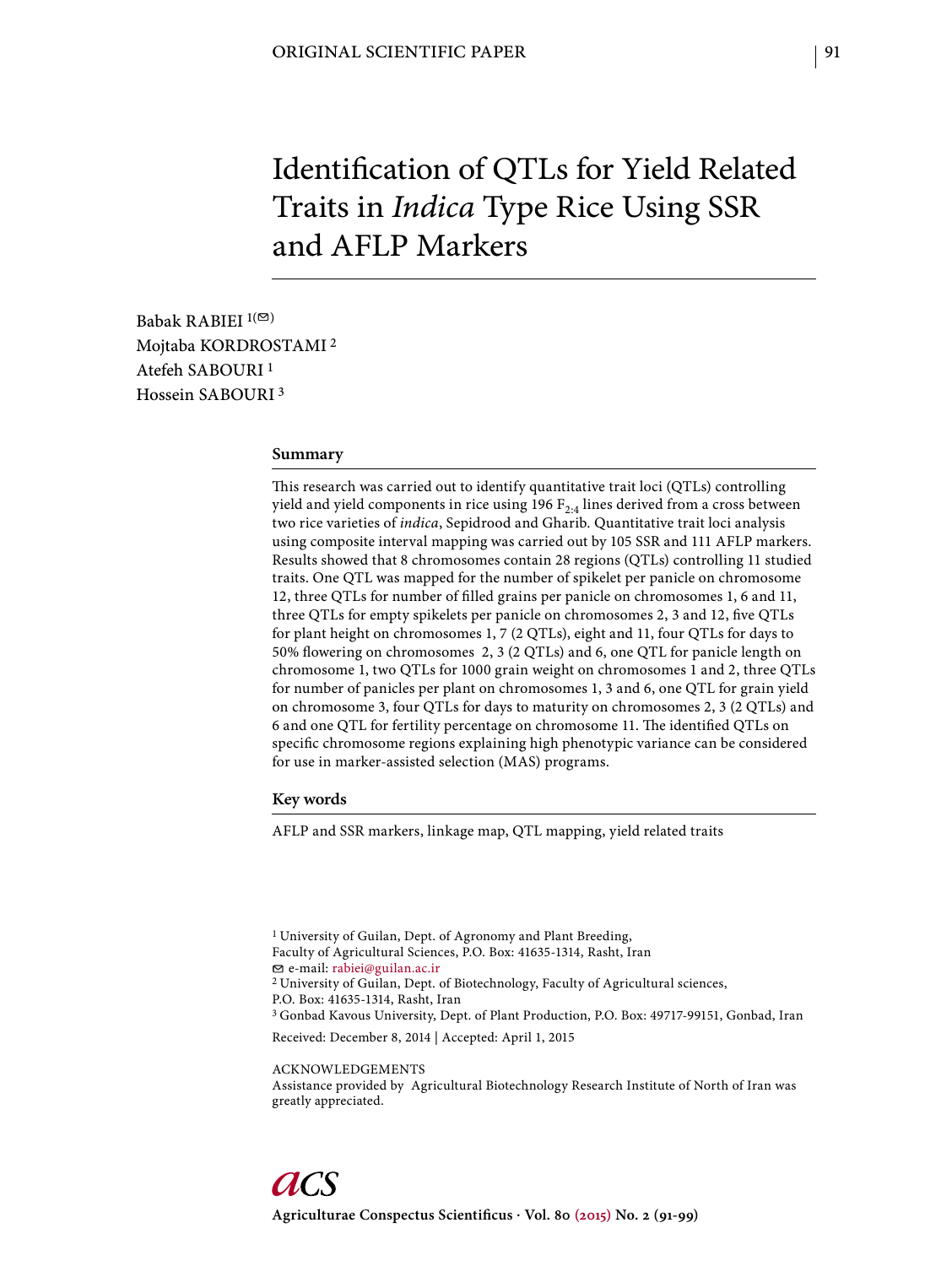ORIGINAL SCIENTIFIC PAPER

# Identification of QTLs for Yield Related Traits in *Indica* Type Rice Using SSR and AFLP Markers

Babak RABIEI [1(✉)]
Mojtaba KORDROSTAMI [2]
Atefeh SABOURI [1]
Hossein SABOURI [3]

## Summary

This research was carried out to identify quantitative trait loci (QTLs) controlling yield and yield components in rice using 196 $F_{2:4}$ lines derived from a cross between two rice varieties of *indica*, Sepidrood and Gharib. Quantitative trait loci analysis using composite interval mapping was carried out by 105 SSR and 111 AFLP markers. Results showed that 8 chromosomes contain 28 regions (QTLs) controlling 11 studied traits. One QTL was mapped for the number of spikelet per panicle on chromosome 12, three QTLs for number of filled grains per panicle on chromosomes 1, 6 and 11, three QTLs for empty spikelets per panicle on chromosomes 2, 3 and 12, five QTLs for plant height on chromosomes 1, 7 (2 QTLs), eight and 11, four QTLs for days to 50% flowering on chromosomes 2, 3 (2 QTLs) and 6, one QTL for panicle length on chromosome 1, two QTLs for 1000 grain weight on chromosomes 1 and 2, three QTLs for number of panicles per plant on chromosomes 1, 3 and 6, one QTL for grain yield on chromosome 3, four QTLs for days to maturity on chromosomes 2, 3 (2 QTLs) and 6 and one QTL for fertility percentage on chromosome 11. The identified QTLs on specific chromosome regions explaining high phenotypic variance can be considered for use in marker-assisted selection (MAS) programs.

## Key words

AFLP and SSR markers, linkage map, QTL mapping, yield related traits

[1] University of Guilan, Dept. of Agronomy and Plant Breeding, Faculty of Agricultural Sciences, P.O. Box: 41635-1314, Rasht, Iran
✉ e-mail: rabiei@guilan.ac.ir
[2] University of Guilan, Dept. of Biotechnology, Faculty of Agricultural sciences, P.O. Box: 41635-1314, Rasht, Iran
[3] Gonbad Kavous University, Dept. of Plant Production, P.O. Box: 49717-99151, Gonbad, Iran

Received: December 8, 2014 | Accepted: April 1, 2015

ACKNOWLEDGEMENTS
Assistance provided by Agricultural Biotechnology Research Institute of North of Iran was greatly appreciated.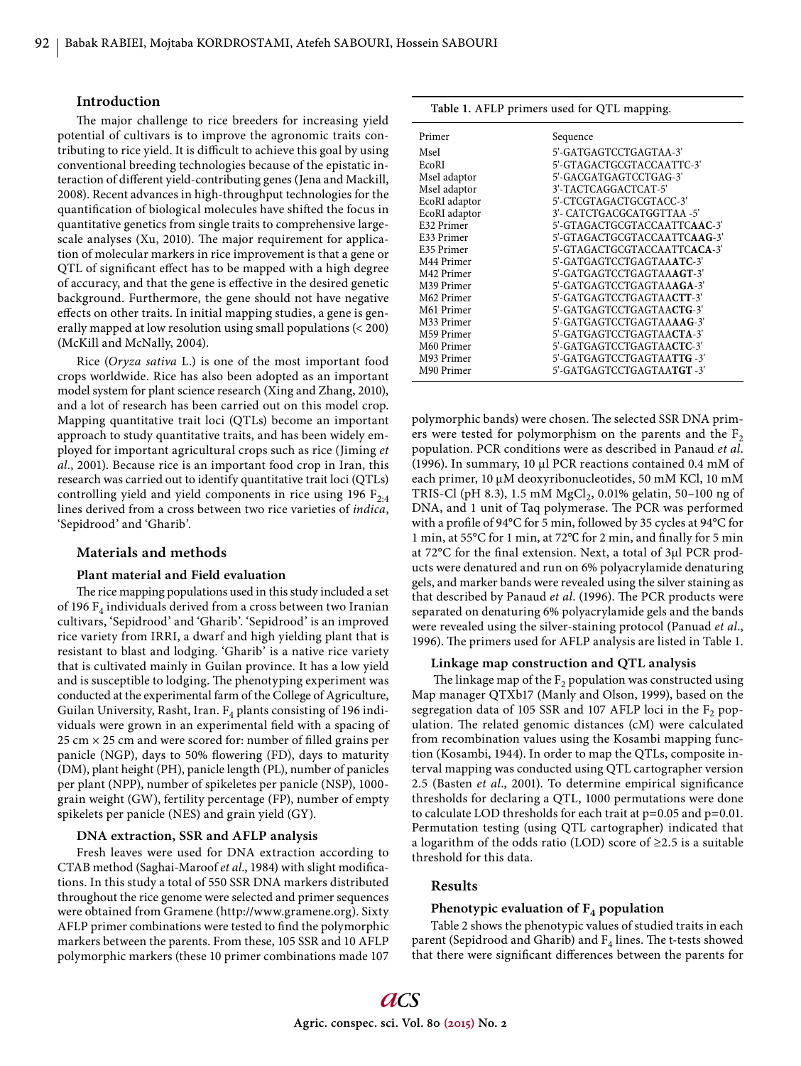## Introduction

The major challenge to rice breeders for increasing yield potential of cultivars is to improve the agronomic traits contributing to rice yield. It is difficult to achieve this goal by using conventional breeding technologies because of the epistatic interaction of different yield-contributing genes (Jena and Mackill, 2008). Recent advances in high-throughput technologies for the quantification of biological molecules have shifted the focus in quantitative genetics from single traits to comprehensive large-scale analyses (Xu, 2010). The major requirement for application of molecular markers in rice improvement is that a gene or QTL of significant effect has to be mapped with a high degree of accuracy, and that the gene is effective in the desired genetic background. Furthermore, the gene should not have negative effects on other traits. In initial mapping studies, a gene is generally mapped at low resolution using small populations (< 200) (McKill and McNally, 2004).

Rice (*Oryza sativa* L.) is one of the most important food crops worldwide. Rice has also been adopted as an important model system for plant science research (Xing and Zhang, 2010), and a lot of research has been carried out on this model crop. Mapping quantitative trait loci (QTLs) become an important approach to study quantitative traits, and has been widely employed for important agricultural crops such as rice (Jiming *et al*., 2001). Because rice is an important food crop in Iran, this research was carried out to identify quantitative trait loci (QTLs) controlling yield and yield components in rice using 196 $F_{2:4}$ lines derived from a cross between two rice varieties of *indica*, 'Sepidrood' and 'Gharib'.

## Materials and methods

### Plant material and Field evaluation

The rice mapping populations used in this study included a set of 196 $F_4$ individuals derived from a cross between two Iranian cultivars, 'Sepidrood' and 'Gharib'. 'Sepidrood' is an improved rice variety from IRRI, a dwarf and high yielding plant that is resistant to blast and lodging. 'Gharib' is a native rice variety that is cultivated mainly in Guilan province. It has a low yield and is susceptible to lodging. The phenotyping experiment was conducted at the experimental farm of the College of Agriculture, Guilan University, Rasht, Iran. $F_4$ plants consisting of 196 individuals were grown in an experimental field with a spacing of 25 cm × 25 cm and were scored for: number of filled grains per panicle (NGP), days to 50% flowering (FD), days to maturity (DM), plant height (PH), panicle length (PL), number of panicles per plant (NPP), number of spikeletes per panicle (NSP), 1000-grain weight (GW), fertility percentage (FP), number of empty spikelets per panicle (NES) and grain yield (GY).

### DNA extraction, SSR and AFLP analysis

Fresh leaves were used for DNA extraction according to CTAB method (Saghai-Maroof *et al*., 1984) with slight modifications. In this study a total of 550 SSR DNA markers distributed throughout the rice genome were selected and primer sequences were obtained from Gramene (http://www.gramene.org). Sixty AFLP primer combinations were tested to find the polymorphic markers between the parents. From these, 105 SSR and 10 AFLP polymorphic markers (these 10 primer combinations made 107 polymorphic bands) were chosen. The selected SSR DNA primers were tested for polymorphism on the parents and the $F_2$ population. PCR conditions were as described in Panaud *et al*. (1996). In summary, 10 µl PCR reactions contained 0.4 mM of each primer, 10 µM deoxyribonucleotides, 50 mM KCl, 10 mM TRIS-Cl (pH 8.3), 1.5 mM $MgCl_2$, 0.01% gelatin, 50–100 ng of DNA, and 1 unit of Taq polymerase. The PCR was performed with a profile of 94°C for 5 min, followed by 35 cycles at 94°C for 1 min, at 55°C for 1 min, at 72°C for 2 min, and finally for 5 min at 72°C for the final extension. Next, a total of 3µl PCR products were denatured and run on 6% polyacrylamide denaturing gels, and marker bands were revealed using the silver staining as that described by Panaud *et al*. (1996). The PCR products were separated on denaturing 6% polyacrylamide gels and the bands were revealed using the silver-staining protocol (Panuad *et al*., 1996). The primers used for AFLP analysis are listed in Table 1.

**Table 1.** AFLP primers used for QTL mapping.

| Primer | Sequence |
|---|---|
| MseI | 5'-GATGAGTCCTGAGTAA-3' |
| EcoRI | 5'-GTAGACTGCGTACCAATTC-3' |
| MseI adaptor | 5'-GACGATGAGTCCTGAG-3' |
| MseI adaptor | 3'-TACTCAGGACTCAT-5' |
| EcoRI adaptor | 5'-CTCGTAGACTGCGTACC-3' |
| EcoRI adaptor | 3'- CATCTGACGCATGGTTAA -5' |
| E32 Primer | 5'-GTAGACTGCGTACCAATTC**AAC**-3' |
| E33 Primer | 5'-GTAGACTGCGTACCAATTC**AAG**-3' |
| E35 Primer | 5'-GTAGACTGCGTACCAATTC**ACA**-3' |
| M44 Primer | 5'-GATGAGTCCTGAGTAA**ATC**-3' |
| M42 Primer | 5'-GATGAGTCCTGAGTAA**AGT**-3' |
| M39 Primer | 5'-GATGAGTCCTGAGTAA**AGA**-3' |
| M62 Primer | 5'-GATGAGTCCTGAGTAA**CTT**-3' |
| M61 Primer | 5'-GATGAGTCCTGAGTAA**CTG**-3' |
| M33 Primer | 5'-GATGAGTCCTGAGTAA**AAG**-3' |
| M59 Primer | 5'-GATGAGTCCTGAGTAA**CTA**-3' |
| M60 Primer | 5'-GATGAGTCCTGAGTAA**CTC**-3' |
| M93 Primer | 5'-GATGAGTCCTGAGTAA**TTG** -3' |
| M90 Primer | 5'-GATGAGTCCTGAGTAA**TGT** -3' |

### Linkage map construction and QTL analysis

The linkage map of the $F_2$ population was constructed using Map manager QTXb17 (Manly and Olson, 1999), based on the segregation data of 105 SSR and 107 AFLP loci in the $F_2$ population. The related genomic distances (cM) were calculated from recombination values using the Kosambi mapping function (Kosambi, 1944). In order to map the QTLs, composite interval mapping was conducted using QTL cartographer version 2.5 (Basten *et al*., 2001). To determine empirical significance thresholds for declaring a QTL, 1000 permutations were done to calculate LOD thresholds for each trait at p=0.05 and p=0.01. Permutation testing (using QTL cartographer) indicated that a logarithm of the odds ratio (LOD) score of ≥2.5 is a suitable threshold for this data.

## Results

### Phenotypic evaluation of $F_4$ population

Table 2 shows the phenotypic values of studied traits in each parent (Sepidrood and Gharib) and $F_4$ lines. The t-tests showed that there were significant differences between the parents for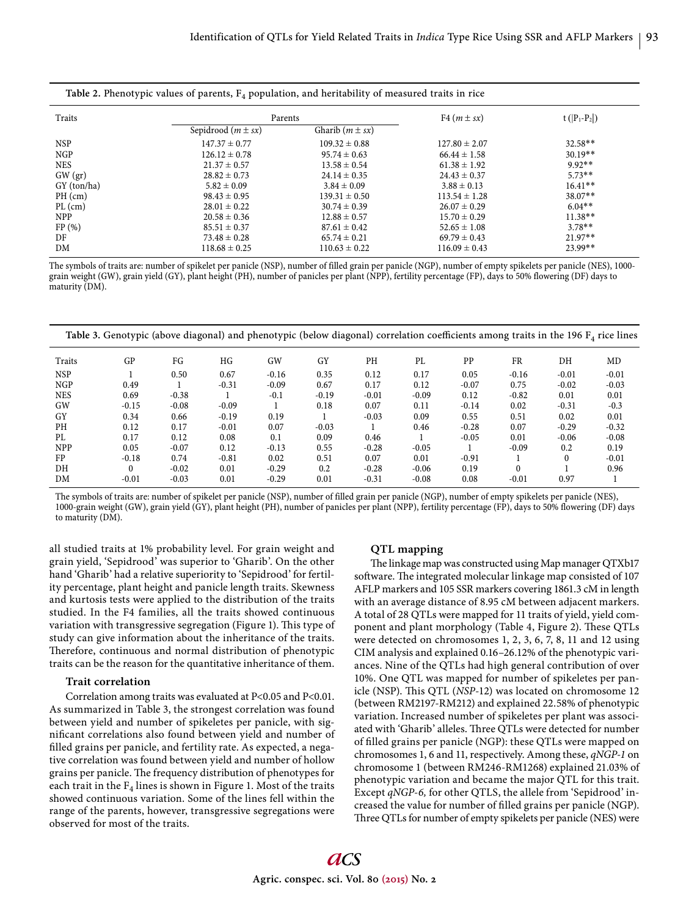**Table 2.** Phenotypic values of parents, $F_4$ population, and heritability of measured traits in rice

| Traits | Parents | | F4 ($m \pm sx$) | t ($\|P_1$-$P_2\|$) |
|---|---|---|---|---|
| | Sepidrood ($m \pm sx$) | Gharib ($m \pm sx$) | | |
| NSP | 147.37 ± 0.77 | 109.32 ± 0.88 | 127.80 ± 2.07 | 32.58** |
| NGP | 126.12 ± 0.78 | 95.74 ± 0.63 | 66.44 ± 1.58 | 30.19** |
| NES | 21.37 ± 0.57 | 13.58 ± 0.54 | 61.38 ± 1.92 | 9.92** |
| GW (gr) | 28.82 ± 0.73 | 24.14 ± 0.35 | 24.43 ± 0.37 | 5.73** |
| GY (ton/ha) | 5.82 ± 0.09 | 3.84 ± 0.09 | 3.88 ± 0.13 | 16.41** |
| PH (cm) | 98.43 ± 0.95 | 139.31 ± 0.50 | 113.54 ± 1.28 | 38.07** |
| PL (cm) | 28.01 ± 0.22 | 30.74 ± 0.39 | 26.07 ± 0.29 | 6.04** |
| NPP | 20.58 ± 0.36 | 12.88 ± 0.57 | 15.70 ± 0.29 | 11.38** |
| FP (%) | 85.51 ± 0.37 | 87.61 ± 0.42 | 52.65 ± 1.08 | 3.78** |
| DF | 73.48 ± 0.28 | 65.74 ± 0.21 | 69.79 ± 0.43 | 21.97** |
| DM | 118.68 ± 0.25 | 110.63 ± 0.22 | 116.09 ± 0.43 | 23.99** |

The symbols of traits are: number of spikelet per panicle (NSP), number of filled grain per panicle (NGP), number of empty spikelets per panicle (NES), 1000-grain weight (GW), grain yield (GY), plant height (PH), number of panicles per plant (NPP), fertility percentage (FP), days to 50% flowering (DF) days to maturity (DM).

**Table 3.** Genotypic (above diagonal) and phenotypic (below diagonal) correlation coefficients among traits in the 196 $F_4$ rice lines

| Traits | GP | FG | HG | GW | GY | PH | PL | PP | FR | DH | MD |
|---|---|---|---|---|---|---|---|---|---|---|---|
| NSP | 1 | 0.50 | 0.67 | -0.16 | 0.35 | 0.12 | 0.17 | 0.05 | -0.16 | -0.01 | -0.01 |
| NGP | 0.49 | 1 | -0.31 | -0.09 | 0.67 | 0.17 | 0.12 | -0.07 | 0.75 | -0.02 | -0.03 |
| NES | 0.69 | -0.38 | 1 | -0.1 | -0.19 | -0.01 | -0.09 | 0.12 | -0.82 | 0.01 | 0.01 |
| GW | -0.15 | -0.08 | -0.09 | 1 | 0.18 | 0.07 | 0.11 | -0.14 | 0.02 | -0.31 | -0.3 |
| GY | 0.34 | 0.66 | -0.19 | 0.19 | 1 | -0.03 | 0.09 | 0.55 | 0.51 | 0.02 | 0.01 |
| PH | 0.12 | 0.17 | -0.01 | 0.07 | -0.03 | 1 | 0.46 | -0.28 | 0.07 | -0.29 | -0.32 |
| PL | 0.17 | 0.12 | 0.08 | 0.1 | 0.09 | 0.46 | 1 | -0.05 | 0.01 | -0.06 | -0.08 |
| NPP | 0.05 | -0.07 | 0.12 | -0.13 | 0.55 | -0.28 | -0.05 | 1 | -0.09 | 0.2 | 0.19 |
| FP | -0.18 | 0.74 | -0.81 | 0.02 | 0.51 | 0.07 | 0.01 | -0.91 | 1 | 0 | -0.01 |
| DH | 0 | -0.02 | 0.01 | -0.29 | 0.2 | -0.28 | -0.06 | 0.19 | 0 | 1 | 0.96 |
| DM | -0.01 | -0.03 | 0.01 | -0.29 | 0.01 | -0.31 | -0.08 | 0.08 | -0.01 | 0.97 | 1 |

The symbols of traits are: number of spikelet per panicle (NSP), number of filled grain per panicle (NGP), number of empty spikelets per panicle (NES), 1000-grain weight (GW), grain yield (GY), plant height (PH), number of panicles per plant (NPP), fertility percentage (FP), days to 50% flowering (DF) days to maturity (DM).

all studied traits at 1% probability level. For grain weight and grain yield, 'Sepidrood' was superior to 'Gharib'. On the other hand 'Gharib' had a relative superiority to 'Sepidrood' for fertility percentage, plant height and panicle length traits. Skewness and kurtosis tests were applied to the distribution of the traits studied. In the F4 families, all the traits showed continuous variation with transgressive segregation (Figure 1). This type of study can give information about the inheritance of the traits. Therefore, continuous and normal distribution of phenotypic traits can be the reason for the quantitative inheritance of them.

### Trait correlation

Correlation among traits was evaluated at P<0.05 and P<0.01. As summarized in Table 3, the strongest correlation was found between yield and number of spikeletes per panicle, with significant correlations also found between yield and number of filled grains per panicle, and fertility rate. As expected, a negative correlation was found between yield and number of hollow grains per panicle. The frequency distribution of phenotypes for each trait in the $F_4$ lines is shown in Figure 1. Most of the traits showed continuous variation. Some of the lines fell within the range of the parents, however, transgressive segregations were observed for most of the traits.

### QTL mapping

The linkage map was constructed using Map manager QTXb17 software. The integrated molecular linkage map consisted of 107 AFLP markers and 105 SSR markers covering 1861.3 cM in length with an average distance of 8.95 cM between adjacent markers. A total of 28 QTLs were mapped for 11 traits of yield, yield component and plant morphology (Table 4, Figure 2). These QTLs were detected on chromosomes 1, 2, 3, 6, 7, 8, 11 and 12 using CIM analysis and explained 0.16–26.12% of the phenotypic variances. Nine of the QTLs had high general contribution of over 10%. One QTL was mapped for number of spikeletes per panicle (NSP). This QTL (*NSP*-12) was located on chromosome 12 (between RM2197-RM212) and explained 22.58% of phenotypic variation. Increased number of spikeletes per plant was associated with 'Gharib' alleles. Three QTLs were detected for number of filled grains per panicle (NGP): these QTLs were mapped on chromosomes 1, 6 and 11, respectively. Among these, *qNGP-1* on chromosome 1 (between RM246-RM1268) explained 21.03% of phenotypic variation and became the major QTL for this trait. Except *qNGP-6,* for other QTLS, the allele from 'Sepidrood' increased the value for number of filled grains per panicle (NGP). Three QTLs for number of empty spikelets per panicle (NES) were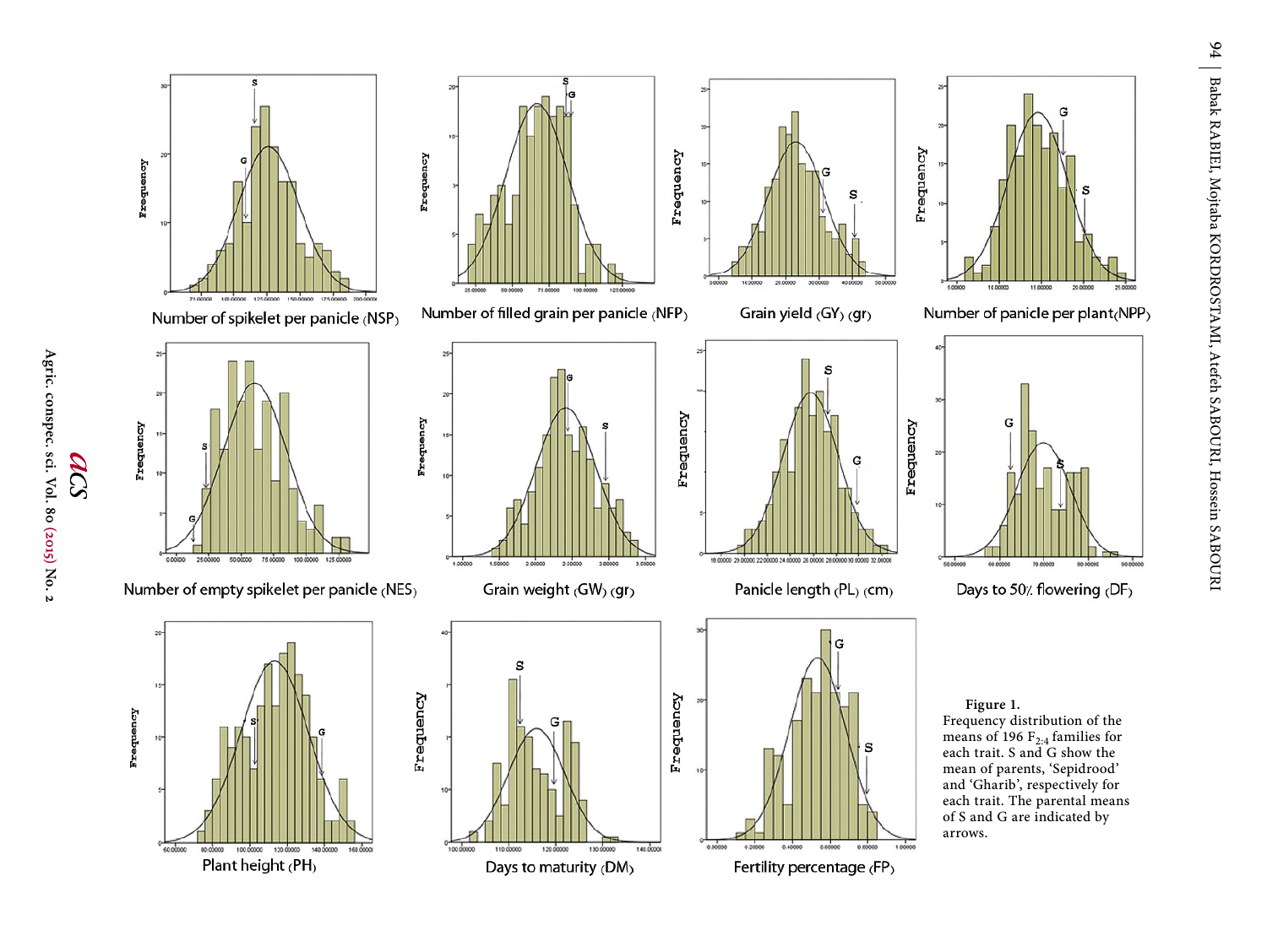Number of spikelet per panicle (NSP)

Number of filled grain per panicle (NFP)

Grain yield (GY) (gr)

Number of panicle per plant(NPP)

Number of empty spikelet per panicle (NES)

Grain weight (GW) (gr)

Panicle length (PL) (cm)

Days to 50% flowering (DF)

Plant height (PH)

Days to maturity (DM)

Fertility percentage (FP)

**Figure 1.**
Frequency distribution of the means of 196 $F_{2:4}$ families for each trait. S and G show the mean of parents, 'Sepidrood' and 'Gharib', respectively for each trait. The parental means of S and G are indicated by arrows.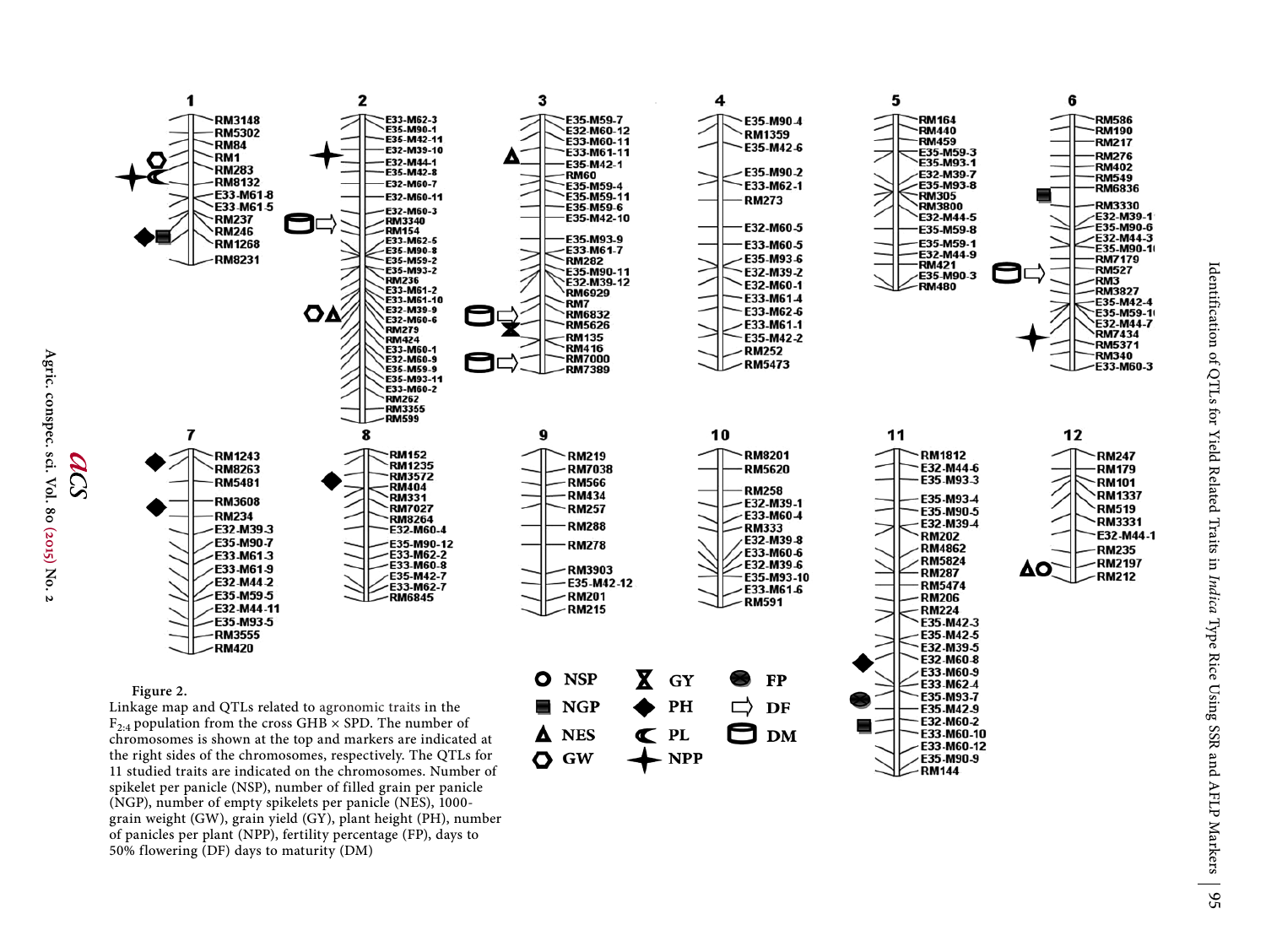**Figure 2.**
Linkage map and QTLs related to agronomic traits in the $F_{2:4}$ population from the cross GHB × SPD. The number of chromosomes is shown at the top and markers are indicated at the right sides of the chromosomes, respectively. The QTLs for 11 studied traits are indicated on the chromosomes. Number of spikelet per panicle (NSP), number of filled grain per panicle (NGP), number of empty spikelets per panicle (NES), 1000-grain weight (GW), grain yield (GY), plant height (PH), number of panicles per plant (NPP), fertility percentage (FP), days to 50% flowering (DF) days to maturity (DM)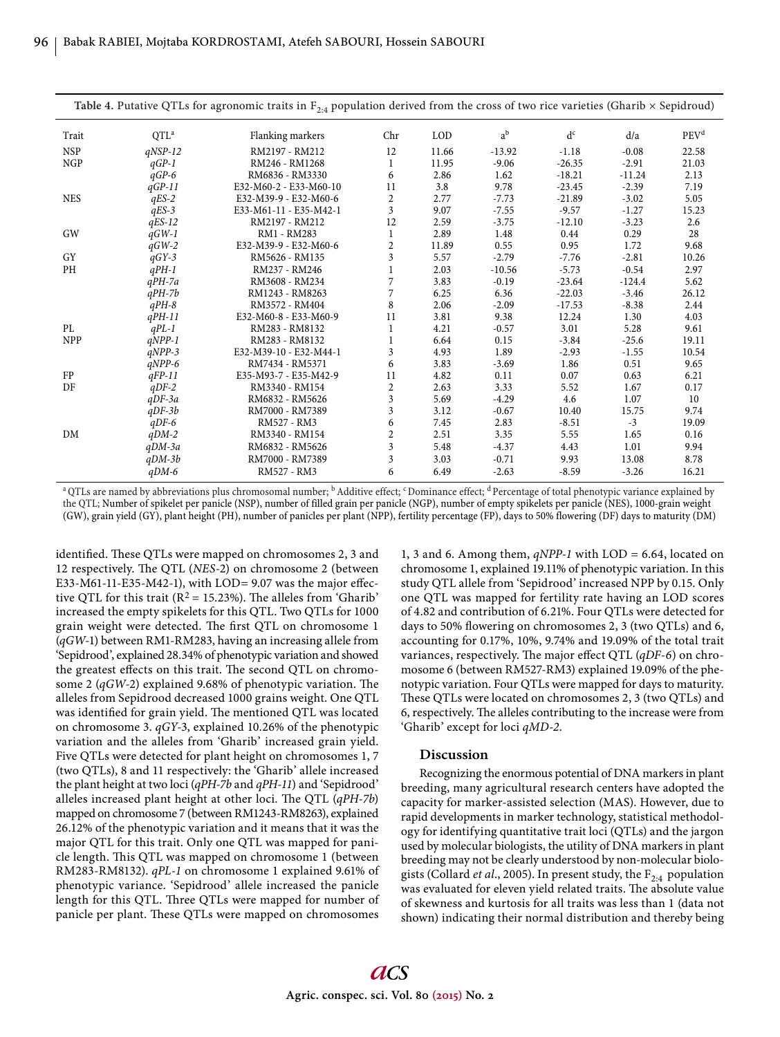**Table 4.** Putative QTLs for agronomic traits in $F_{2:4}$ population derived from the cross of two rice varieties (Gharib × Sepidroud)

| Trait | QTL[a] | Flanking markers | Chr | LOD | a[b] | d[c] | d/a | PEV[d] |
|---|---|---|---|---|---|---|---|---|
| NSP | *qNSP-12* | RM2197 - RM212 | 12 | 11.66 | -13.92 | -1.18 | -0.08 | 22.58 |
| NGP | *qGP-1* | RM246 - RM1268 | 1 | 11.95 | -9.06 | -26.35 | -2.91 | 21.03 |
| | *qGP-6* | RM6836 - RM3330 | 6 | 2.86 | 1.62 | -18.21 | -11.24 | 2.13 |
| | *qGP-11* | E32-M60-2 - E33-M60-10 | 11 | 3.8 | 9.78 | -23.45 | -2.39 | 7.19 |
| NES | *qES-2* | E32-M39-9 - E32-M60-6 | 2 | 2.77 | -7.73 | -21.89 | -3.02 | 5.05 |
| | *qES-3* | E33-M61-11 - E35-M42-1 | 3 | 9.07 | -7.55 | -9.57 | -1.27 | 15.23 |
| | *qES-12* | RM2197 - RM212 | 12 | 2.59 | -3.75 | -12.10 | -3.23 | 2.6 |
| GW | *qGW-1* | RM1 - RM283 | 1 | 2.89 | 1.48 | 0.44 | 0.29 | 28 |
| | *qGW-2* | E32-M39-9 - E32-M60-6 | 2 | 11.89 | 0.55 | 0.95 | 1.72 | 9.68 |
| GY | *qGY-3* | RM5626 - RM135 | 3 | 5.57 | -2.79 | -7.76 | -2.81 | 10.26 |
| PH | *qPH-1* | RM237 - RM246 | 1 | 2.03 | -10.56 | -5.73 | -0.54 | 2.97 |
| | *qPH-7a* | RM3608 - RM234 | 7 | 3.83 | -0.19 | -23.64 | -124.4 | 5.62 |
| | *qPH-7b* | RM1243 - RM8263 | 7 | 6.25 | 6.36 | -22.03 | -3.46 | 26.12 |
| | *qPH-8* | RM3572 - RM404 | 8 | 2.06 | -2.09 | -17.53 | -8.38 | 2.44 |
| | *qPH-11* | E32-M60-8 - E33-M60-9 | 11 | 3.81 | 9.38 | 12.24 | 1.30 | 4.03 |
| PL | *qPL-1* | RM283 - RM8132 | 1 | 4.21 | -0.57 | 3.01 | 5.28 | 9.61 |
| NPP | *qNPP-1* | RM283 - RM8132 | 1 | 6.64 | 0.15 | -3.84 | -25.6 | 19.11 |
| | *qNPP-3* | E32-M39-10 - E32-M44-1 | 3 | 4.93 | 1.89 | -2.93 | -1.55 | 10.54 |
| | *qNPP-6* | RM7434 - RM5371 | 6 | 3.83 | -3.69 | 1.86 | 0.51 | 9.65 |
| FP | *qFP-11* | E35-M93-7 - E35-M42-9 | 11 | 4.82 | 0.11 | 0.07 | 0.63 | 6.21 |
| DF | *qDF-2* | RM3340 - RM154 | 2 | 2.63 | 3.33 | 5.52 | 1.67 | 0.17 |
| | *qDF-3a* | RM6832 - RM5626 | 3 | 5.69 | -4.29 | 4.6 | 1.07 | 10 |
| | *qDF-3b* | RM7000 - RM7389 | 3 | 3.12 | -0.67 | 10.40 | 15.75 | 9.74 |
| | *qDF-6* | RM527 - RM3 | 6 | 7.45 | 2.83 | -8.51 | -3 | 19.09 |
| DM | *qDM-2* | RM3340 - RM154 | 2 | 2.51 | 3.35 | 5.55 | 1.65 | 0.16 |
| | *qDM-3a* | RM6832 - RM5626 | 3 | 5.48 | -4.37 | 4.43 | 1.01 | 9.94 |
| | *qDM-3b* | RM7000 - RM7389 | 3 | 3.03 | -0.71 | 9.93 | 13.08 | 8.78 |
| | *qDM-6* | RM527 - RM3 | 6 | 6.49 | -2.63 | -8.59 | -3.26 | 16.21 |

[a] QTLs are named by abbreviations plus chromosomal number; [b] Additive effect; [c] Dominance effect; [d] Percentage of total phenotypic variance explained by the QTL; Number of spikelet per panicle (NSP), number of filled grain per panicle (NGP), number of empty spikelets per panicle (NES), 1000-grain weight (GW), grain yield (GY), plant height (PH), number of panicles per plant (NPP), fertility percentage (FP), days to 50% flowering (DF) days to maturity (DM)

identified. These QTLs were mapped on chromosomes 2, 3 and 12 respectively. The QTL (*NES*-2) on chromosome 2 (between E33-M61-11-E35-M42-1), with LOD= 9.07 was the major effective QTL for this trait ($R^2$ = 15.23%). The alleles from 'Gharib' increased the empty spikelets for this QTL. Two QTLs for 1000 grain weight were detected. The first QTL on chromosome 1 (*qGW*-1) between RM1-RM283, having an increasing allele from 'Sepidrood', explained 28.34% of phenotypic variation and showed the greatest effects on this trait. The second QTL on chromosome 2 (*qGW*-2) explained 9.68% of phenotypic variation. The alleles from Sepidrood decreased 1000 grains weight. One QTL was identified for grain yield. The mentioned QTL was located on chromosome 3. *qGY*-3, explained 10.26% of the phenotypic variation and the alleles from 'Gharib' increased grain yield. Five QTLs were detected for plant height on chromosomes 1, 7 (two QTLs), 8 and 11 respectively: the 'Gharib' allele increased the plant height at two loci (*qPH-7b* and *qPH-11*) and 'Sepidrood' alleles increased plant height at other loci. The QTL (*qPH-7b*) mapped on chromosome 7 (between RM1243-RM8263), explained 26.12% of the phenotypic variation and it means that it was the major QTL for this trait. Only one QTL was mapped for panicle length. This QTL was mapped on chromosome 1 (between RM283-RM8132). *qPL-1* on chromosome 1 explained 9.61% of phenotypic variance. 'Sepidrood' allele increased the panicle length for this QTL. Three QTLs were mapped for number of panicle per plant. These QTLs were mapped on chromosomes 1, 3 and 6. Among them, *qNPP-1* with LOD = 6.64, located on chromosome 1, explained 19.11% of phenotypic variation. In this study QTL allele from 'Sepidrood' increased NPP by 0.15. Only one QTL was mapped for fertility rate having an LOD scores of 4.82 and contribution of 6.21%. Four QTLs were detected for days to 50% flowering on chromosomes 2, 3 (two QTLs) and 6, accounting for 0.17%, 10%, 9.74% and 19.09% of the total trait variances, respectively. The major effect QTL (*qDF-6*) on chromosome 6 (between RM527-RM3) explained 19.09% of the phenotypic variation. Four QTLs were mapped for days to maturity. These QTLs were located on chromosomes 2, 3 (two QTLs) and 6, respectively. The alleles contributing to the increase were from 'Gharib' except for loci *qMD-2*.

## Discussion

Recognizing the enormous potential of DNA markers in plant breeding, many agricultural research centers have adopted the capacity for marker-assisted selection (MAS). However, due to rapid developments in marker technology, statistical methodology for identifying quantitative trait loci (QTLs) and the jargon used by molecular biologists, the utility of DNA markers in plant breeding may not be clearly understood by non-molecular biologists (Collard *et al*., 2005). In present study, the $F_{2:4}$ population was evaluated for eleven yield related traits. The absolute value of skewness and kurtosis for all traits was less than 1 (data not shown) indicating their normal distribution and thereby being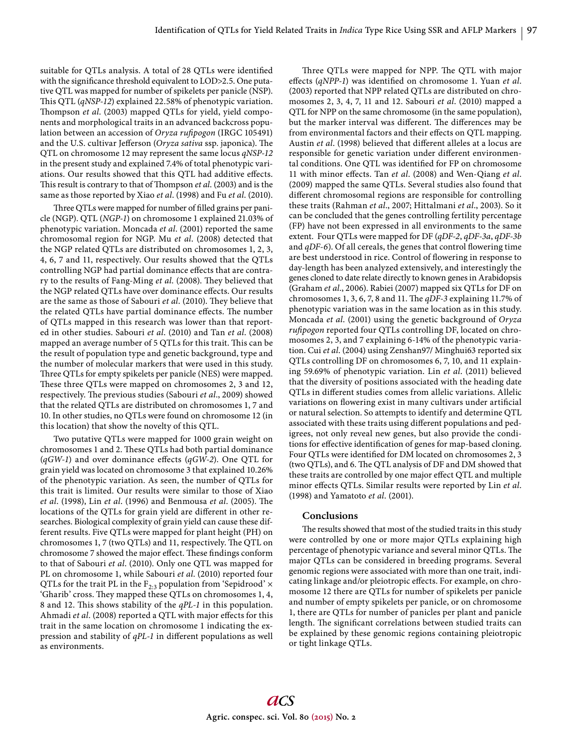suitable for QTLs analysis. A total of 28 QTLs were identified with the significance threshold equivalent to LOD>2.5. One putative QTL was mapped for number of spikelets per panicle (NSP). This QTL (*qNSP-12*) explained 22.58% of phenotypic variation. Thompson *et al.* (2003) mapped QTLs for yield, yield components and morphological traits in an advanced backcross population between an accession of *Oryza rufipogon* (IRGC 105491) and the U.S. cultivar Jefferson (*Oryza sativa* ssp. japonica). The QTL on chromosome 12 may represent the same locus *qNSP-12* in the present study and explained 7.4% of total phenotypic variations. Our results showed that this QTL had additive effects. This result is contrary to that of Thompson *et al.* (2003) and is the same as those reported by Xiao *et al.* (1998) and Fu *et al.* (2010).

Three QTLs were mapped for number of filled grains per panicle (NGP). QTL (*NGP-1*) on chromosome 1 explained 21.03% of phenotypic variation. Moncada *et al.* (2001) reported the same chromosomal region for NGP. Mu *et al.* (2008) detected that the NGP related QTLs are distributed on chromosomes 1, 2, 3, 4, 6, 7 and 11, respectively. Our results showed that the QTLs controlling NGP had partial dominance effects that are contrary to the results of Fang-Ming *et al.* (2008). They believed that the NGP related QTLs have over dominance effects. Our results are the same as those of Sabouri *et al.* (2010). They believe that the related QTLs have partial dominance effects. The number of QTLs mapped in this research was lower than that reported in other studies. Sabouri *et al.* (2010) and Tan *et al.* (2008) mapped an average number of 5 QTLs for this trait. This can be the result of population type and genetic background, type and the number of molecular markers that were used in this study. Three QTLs for empty spikelets per panicle (NES) were mapped. These three QTLs were mapped on chromosomes 2, 3 and 12, respectively. The previous studies (Sabouri *et al.*, 2009) showed that the related QTLs are distributed on chromosomes 1, 7 and 10. In other studies, no QTLs were found on chromosome 12 (in this location) that show the novelty of this QTL.

Two putative QTLs were mapped for 1000 grain weight on chromosomes 1 and 2. These QTLs had both partial dominance (*qGW-1*) and over dominance effects (*qGW-2*). One QTL for grain yield was located on chromosome 3 that explained 10.26% of the phenotypic variation. As seen, the number of QTLs for this trait is limited. Our results were similar to those of Xiao *et al.* (1998), Lin *et al.* (1996) and Benmousa *et al.* (2005). The locations of the QTLs for grain yield are different in other researches. Biological complexity of grain yield can cause these different results. Five QTLs were mapped for plant height (PH) on chromosomes 1, 7 (two QTLs) and 11, respectively. The QTL on chromosome 7 showed the major effect. These findings conform to that of Sabouri *et al.* (2010). Only one QTL was mapped for PL on chromosome 1, while Sabouri *et al.* (2010) reported four QTLs for the trait PL in the $F_{2:3}$ population from 'Sepidrood' × 'Gharib' cross. They mapped these QTLs on chromosomes 1, 4, 8 and 12. This shows stability of the *qPL-1* in this population. Ahmadi *et al.* (2008) reported a QTL with major effects for this trait in the same location on chromosome 1 indicating the expression and stability of *qPL-1* in different populations as well as environments.

Three QTLs were mapped for NPP. The QTL with major effects (*qNPP-1*) was identified on chromosome 1. Yuan *et al.* (2003) reported that NPP related QTLs are distributed on chromosomes 2, 3, 4, 7, 11 and 12. Sabouri *et al.* (2010) mapped a QTL for NPP on the same chromosome (in the same population), but the marker interval was different. The differences may be from environmental factors and their effects on QTL mapping. Austin *et al.* (1998) believed that different alleles at a locus are responsible for genetic variation under different environmental conditions. One QTL was identified for FP on chromosome 11 with minor effects. Tan *et al.* (2008) and Wen-Qiang *et al.* (2009) mapped the same QTLs. Several studies also found that different chromosomal regions are responsible for controlling these traits (Rahman *et al.*, 2007; Hittalmani *et al.*, 2003). So it can be concluded that the genes controlling fertility percentage (FP) have not been expressed in all environments to the same extent. Four QTLs were mapped for DF (*qDF-2*, *qDF-3a*, *qDF-3b* and *qDF-6*). Of all cereals, the genes that control flowering time are best understood in rice. Control of flowering in response to day-length has been analyzed extensively, and interestingly the genes cloned to date relate directly to known genes in Arabidopsis (Graham *et al.*, 2006). Rabiei (2007) mapped six QTLs for DF on chromosomes 1, 3, 6, 7, 8 and 11. The *qDF-3* explaining 11.7% of phenotypic variation was in the same location as in this study. Moncada *et al.* (2001) using the genetic background of *Oryza rufipogon* reported four QTLs controlling DF, located on chromosomes 2, 3, and 7 explaining 6-14% of the phenotypic variation. Cui *et al.* (2004) using Zenshan97/ Minghui63 reported six QTLs controlling DF on chromosomes 6, 7, 10, and 11 explaining 59.69% of phenotypic variation. Lin *et al.* (2011) believed that the diversity of positions associated with the heading date QTLs in different studies comes from allelic variations. Allelic variations on flowering exist in many cultivars under artificial or natural selection. So attempts to identify and determine QTL associated with these traits using different populations and pedigrees, not only reveal new genes, but also provide the conditions for effective identification of genes for map-based cloning. Four QTLs were identified for DM located on chromosomes 2, 3 (two QTLs), and 6. The QTL analysis of DF and DM showed that these traits are controlled by one major effect QTL and multiple minor effects QTLs. Similar results were reported by Lin *et al.* (1998) and Yamatoto *et al.* (2001).

## Conclusions

The results showed that most of the studied traits in this study were controlled by one or more major QTLs explaining high percentage of phenotypic variance and several minor QTLs. The major QTLs can be considered in breeding programs. Several genomic regions were associated with more than one trait, indicating linkage and/or pleiotropic effects. For example, on chromosome 12 there are QTLs for number of spikelets per panicle and number of empty spikelets per panicle, or on chromosome 1, there are QTLs for number of panicles per plant and panicle length. The significant correlations between studied traits can be explained by these genomic regions containing pleiotropic or tight linkage QTLs.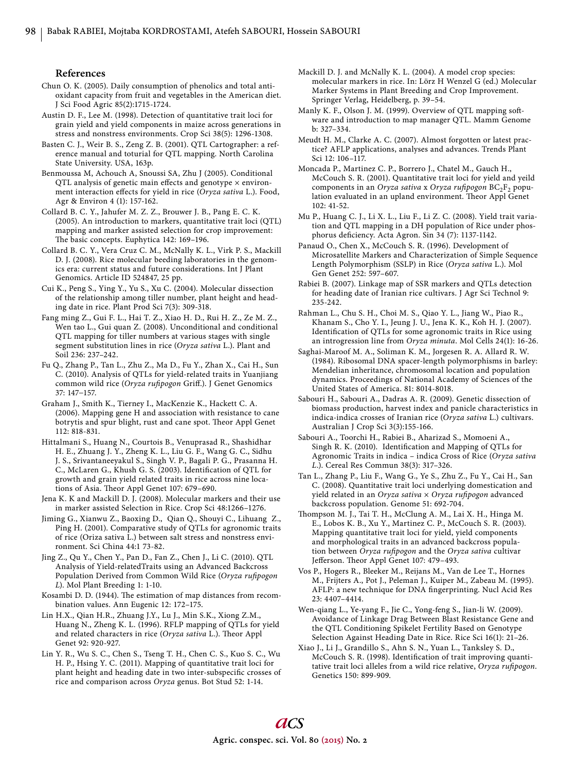## References

Chun O. K. (2005). Daily consumption of phenolics and total antioxidant capacity from fruit and vegetables in the American diet. J Sci Food Agric 85(2):1715-1724.

Austin D. F., Lee M. (1998). Detection of quantitative trait loci for grain yield and yield components in maize across generations in stress and nonstress environments. Crop Sci 38(5): 1296-1308.

Basten C. J., Weir B. S., Zeng Z. B. (2001). QTL Cartographer: a reference manual and toturial for QTL mapping. North Carolina State University. USA, 163p.

Benmoussa M, Achouch A, Snoussi SA, Zhu J (2005). Conditional QTL analysis of genetic main effects and genotype × environment interaction effects for yield in rice (*Oryza sativa* L.). Food, Agr & Environ 4 (1): 157-162.

Collard B. C. Y., Jahufer M. Z. Z., Brouwer J. B., Pang E. C. K. (2005). An introduction to markers, quantitative trait loci (QTL) mapping and marker assisted selection for crop improvement: The basic concepts. Euphytica 142: 169–196.

Collard B. C. Y., Vera Cruz C. M., McNally K. L., Virk P. S., Mackill D. J. (2008). Rice molecular beeding laboratories in the genomics era: current status and future considerations. Int J Plant Genomics. Article ID 524847, 25 pp.

Cui K., Peng S., Ying Y., Yu S., Xu C. (2004). Molecular dissection of the relationship among tiller number, plant height and heading date in rice. Plant Prod Sci 7(3): 309-318.

Fang ming Z., Gui F. L., Hai T. Z., Xiao H. D., Rui H. Z., Ze M. Z., Wen tao L., Gui quan Z. (2008). Unconditional and conditional QTL mapping for tiller numbers at various stages with single segment substitution lines in rice (*Oryza sativa* L.). Plant and Soil 236: 237–242.

Fu Q., Zhang P., Tan L., Zhu Z., Ma D., Fu Y., Zhan X., Cai H., Sun C. (2010). Analysis of QTLs for yield-related traits in Yuanjiang common wild rice (*Oryza rufipogon* Griff.). J Genet Genomics 37: 147–157.

Graham J., Smith K., Tierney I., MacKenzie K., Hackett C. A. (2006). Mapping gene H and association with resistance to cane botrytis and spur blight, rust and cane spot. Theor Appl Genet 112: 818-831.

Hittalmani S., Huang N., Courtois B., Venuprasad R., Shashidhar H. E., Zhuang J. Y., Zheng K. L., Liu G. F., Wang G. C., Sidhu J. S., Srivantaneeyakul S., Singh V. P., Bagali P. G., Prasanna H. C., McLaren G., Khush G. S. (2003). Identification of QTL for growth and grain yield related traits in rice across nine locations of Asia. Theor Appl Genet 107: 679–690.

Jena K. K and Mackill D. J. (2008). Molecular markers and their use in marker assisted Selection in Rice. Crop Sci 48:1266–1276.

Jiming G., Xianwu Z., Baoxing D., Qian Q., Shouyi C., Lihuang Z., Ping H. (2001). Comparative study of QTLs for agronomic traits of rice (Oriza sativa L.) between salt stress and nonstress environment. Sci China 44:1 73-82.

Jing Z., Qu Y., Chen Y., Pan D., Fan Z., Chen J., Li C. (2010). QTL Analysis of Yield-relatedTraits using an Advanced Backcross Population Derived from Common Wild Rice (*Oryza rufipogon L*). Mol Plant Breeding 1: 1-10.

Kosambi D. D. (1944). The estimation of map distances from recombination values. Ann Eugenic 12: 172–175.

Lin H.X., Qian H.R., Zhuang J.Y., Lu J., Min S.K., Xiong Z.M., Huang N., Zheng K. L. (1996). RFLP mapping of QTLs for yield and related characters in rice (*Oryza sativa* L.). Theor Appl Genet 92: 920-927.

Lin Y. R., Wu S. C., Chen S., Tseng T. H., Chen C. S., Kuo S. C., Wu H. P., Hsing Y. C. (2011). Mapping of quantitative trait loci for plant height and heading date in two inter-subspecific crosses of rice and comparison across *Oryza* genus. Bot Stud 52: 1-14.

Mackill D. J. and McNally K. L. (2004). A model crop species: molecular markers in rice. In: Lörz H Wenzel G (ed.) Molecular Marker Systems in Plant Breeding and Crop Improvement. Springer Verlag, Heidelberg, p. 39–54.

Manly K. F., Olson J. M. (1999). Overview of QTL mapping software and introduction to map manager QTL. Mamm Genome b: 327–334.

Meudt H. M., Clarke A. C. (2007). Almost forgotten or latest practice? AFLP applications, analyses and advances. Trends Plant Sci 12: 106–117.

Moncada P., Martinez C. P., Borrero J., Chatel M., Gauch H., McCouch S. R. (2001). Quantitative trait loci for yield and yeild components in an *Oryza sativa* x *Oryza rufipogon* $BC_2F_2$ population evaluated in an upland environment. Theor Appl Genet 102: 41-52.

Mu P., Huang C. J., Li X. L., Liu F., Li Z. C. (2008). Yield trait variation and QTL mapping in a DH population of Rice under phosphorus deficiency. Acta Agron. Sin 34 (7): 1137-1142.

Panaud O., Chen X., McCouch S. R. (1996). Development of Microsatellite Markers and Characterization of Simple Sequence Length Polymorphism (SSLP) in Rice (*Oryza sativa* L.). Mol Gen Genet 252: 597–607.

Rabiei B. (2007). Linkage map of SSR markers and QTLs detection for heading date of Iranian rice cultivars. J Agr Sci Technol 9: 235-242.

Rahman L., Chu S. H., Choi M. S., Qiao Y. L., Jiang W., Piao R., Khanam S., Cho Y. I., Jeung J. U., Jena K. K., Koh H. J. (2007). Identification of QTLs for some agronomic traits in Rice using an introgression line from *Oryza minuta*. Mol Cells 24(1): 16-26.

Saghai-Maroof M. A., Soliman K. M., Jorgesen R. A. Allard R. W. (1984). Ribosomal DNA spacer-length polymorphisms in barley: Mendelian inheritance, chromosomal location and population dynamics. Proceedings of National Academy of Sciences of the United States of America. 81: 8014-8018.

Sabouri H., Sabouri A., Dadras A. R. (2009). Genetic dissection of biomass production, harvest index and panicle characteristics in indica-indica crosses of Iranian rice (*Oryza sativa* L.) cultivars. Australian J Crop Sci 3(3):155-166.

Sabouri A., Toorchi H., Rabiei B., Aharizad S., Momoeni A., Singh R. K. (2010). Identification and Mapping of QTLs for Agronomic Traits in indica – indica Cross of Rice (*Oryza sativa L.*). Cereal Res Commun 38(3): 317–326.

Tan L., Zhang P., Liu F., Wang G., Ye S., Zhu Z., Fu Y., Cai H., San C. (2008). Quantitative trait loci underlying domestication and yield related in an *Oryza sativa* × *Oryza rufipogon* advanced backcross population. Genome 51: 692-704.

Thompson M. J., Tai T. H., McClung A. M., Lai X. H., Hinga M. E., Lobos K. B., Xu Y., Martinez C. P., McCouch S. R. (2003). Mapping quantitative trait loci for yield, yield components and morphological traits in an advanced backcross population between *Oryza rufipogon* and the *Oryza sativa* cultivar Jefferson. Theor Appl Genet 107: 479–493.

Vos P., Hogers R., Bleeker M., Reijans M., Van de Lee T., Hornes M., Frijters A., Pot J., Peleman J., Kuiper M., Zabeau M. (1995). AFLP: a new technique for DNA fingerprinting. Nucl Acid Res 23: 4407–4414.

Wen-qiang L., Ye-yang F., Jie C., Yong-feng S., Jian-li W. (2009). Avoidance of Linkage Drag Between Blast Resistance Gene and the QTL Conditioning Spikelet Fertility Based on Genotype Selection Against Heading Date in Rice. Rice Sci 16(1): 21–26.

Xiao J., Li J., Grandillo S., Ahn S. N., Yuan L., Tanksley S. D., McCouch S. R. (1998). Identification of trait improving quantitative trait loci alleles from a wild rice relative, *Oryza rufipogon*. Genetics 150: 899-909.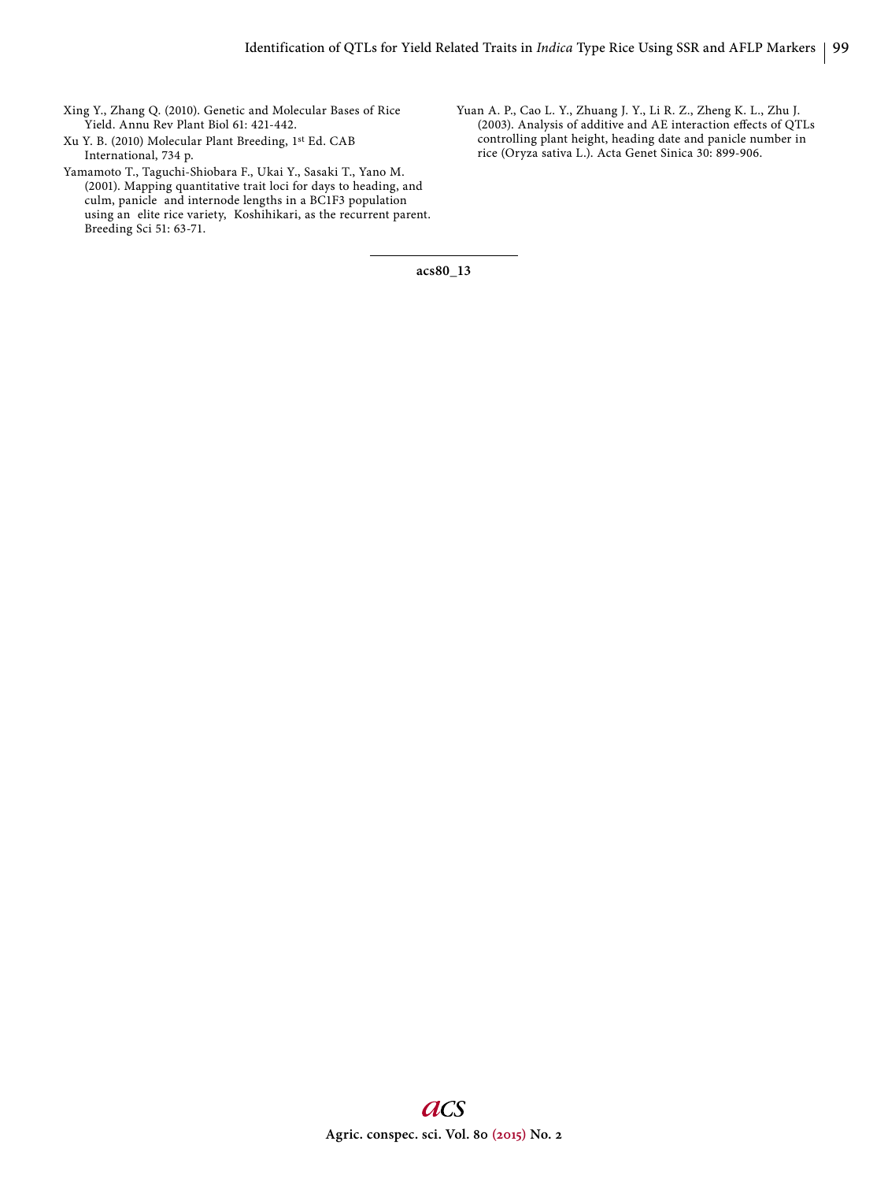Xing Y., Zhang Q. (2010). Genetic and Molecular Bases of Rice Yield. Annu Rev Plant Biol 61: 421-442.

Xu Y. B. (2010) Molecular Plant Breeding, 1st Ed. CAB International, 734 p.

Yamamoto T., Taguchi-Shiobara F., Ukai Y., Sasaki T., Yano M. (2001). Mapping quantitative trait loci for days to heading, and culm, panicle and internode lengths in a BC1F3 population using an elite rice variety, Koshihikari, as the recurrent parent. Breeding Sci 51: 63-71.

Yuan A. P., Cao L. Y., Zhuang J. Y., Li R. Z., Zheng K. L., Zhu J. (2003). Analysis of additive and AE interaction effects of QTLs controlling plant height, heading date and panicle number in rice (Oryza sativa L.). Acta Genet Sinica 30: 899-906.

---

**acs80_13**